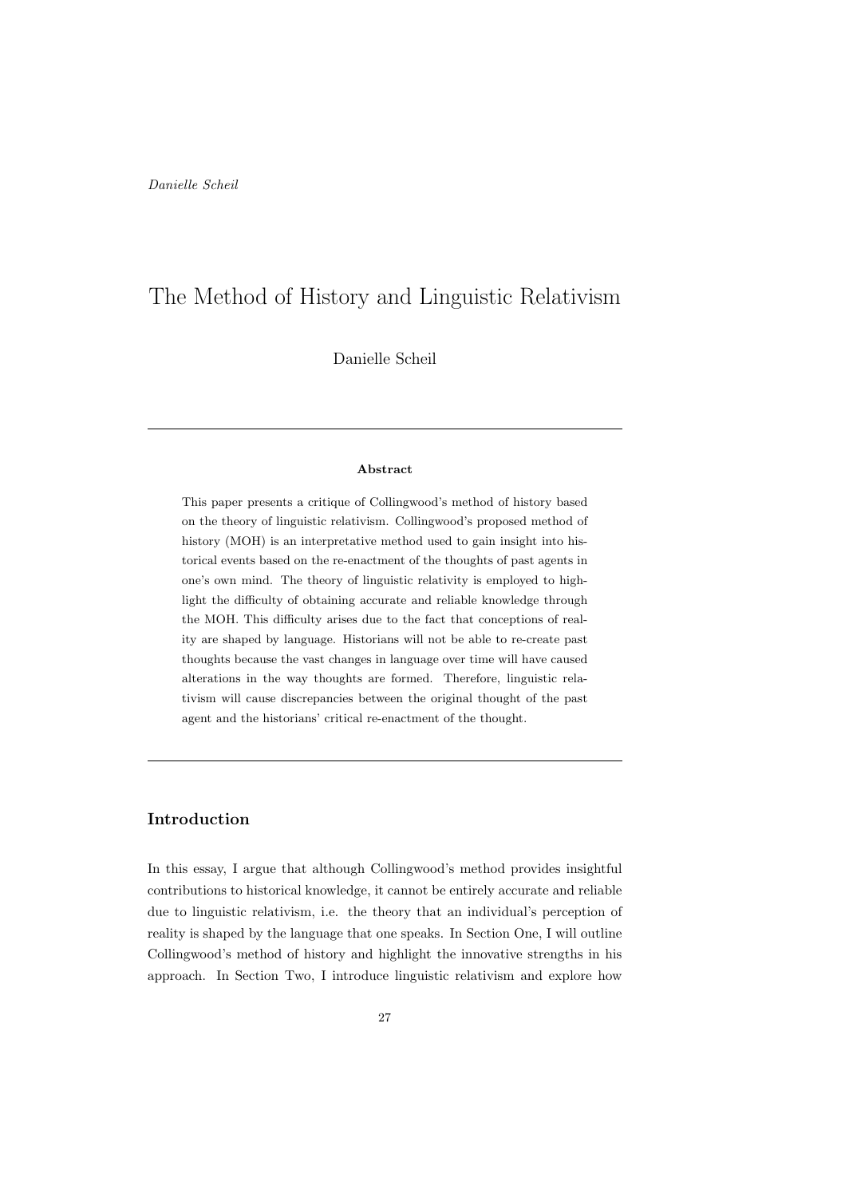# The Method of History and Linguistic Relativism

Danielle Scheil

---

**Abstract**

This paper presents a critique of Collingwood's method of history based on the theory of linguistic relativism. Collingwood's proposed method of history (MOH) is an interpretative method used to gain insight into historical events based on the re-enactment of the thoughts of past agents in one's own mind. The theory of linguistic relativity is employed to highlight the difficulty of obtaining accurate and reliable knowledge through the MOH. This difficulty arises due to the fact that conceptions of reality are shaped by language. Historians will not be able to re-create past thoughts because the vast changes in language over time will have caused alterations in the way thoughts are formed. Therefore, linguistic relativism will cause discrepancies between the original thought of the past agent and the historians' critical re-enactment of the thought.

---

## Introduction

In this essay, I argue that although Collingwood's method provides insightful contributions to historical knowledge, it cannot be entirely accurate and reliable due to linguistic relativism, i.e. the theory that an individual's perception of reality is shaped by the language that one speaks. In Section One, I will outline Collingwood's method of history and highlight the innovative strengths in his approach. In Section Two, I introduce linguistic relativism and explore how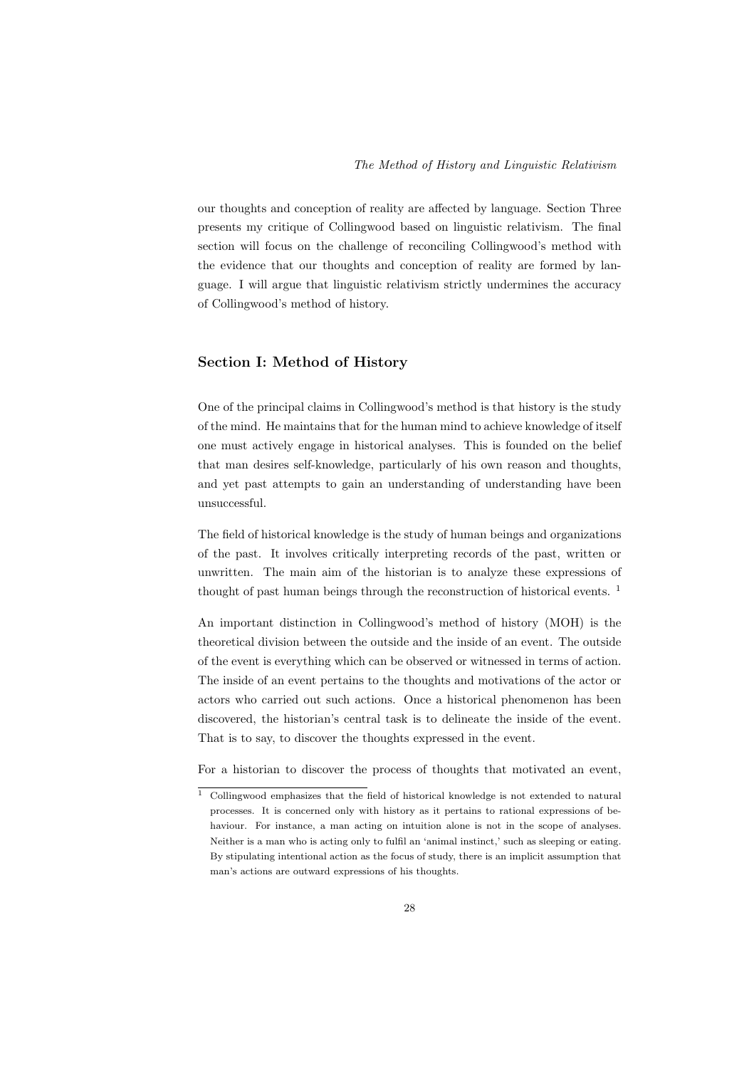our thoughts and conception of reality are affected by language. Section Three presents my critique of Collingwood based on linguistic relativism. The final section will focus on the challenge of reconciling Collingwood's method with the evidence that our thoughts and conception of reality are formed by language. I will argue that linguistic relativism strictly undermines the accuracy of Collingwood's method of history.

## Section I: Method of History

One of the principal claims in Collingwood's method is that history is the study of the mind. He maintains that for the human mind to achieve knowledge of itself one must actively engage in historical analyses. This is founded on the belief that man desires self-knowledge, particularly of his own reason and thoughts, and yet past attempts to gain an understanding of understanding have been unsuccessful.

The field of historical knowledge is the study of human beings and organizations of the past. It involves critically interpreting records of the past, written or unwritten. The main aim of the historian is to analyze these expressions of thought of past human beings through the reconstruction of historical events. [1]

An important distinction in Collingwood's method of history (MOH) is the theoretical division between the outside and the inside of an event. The outside of the event is everything which can be observed or witnessed in terms of action. The inside of an event pertains to the thoughts and motivations of the actor or actors who carried out such actions. Once a historical phenomenon has been discovered, the historian's central task is to delineate the inside of the event. That is to say, to discover the thoughts expressed in the event.

For a historian to discover the process of thoughts that motivated an event,

---

[1] Collingwood emphasizes that the field of historical knowledge is not extended to natural processes. It is concerned only with history as it pertains to rational expressions of behaviour. For instance, a man acting on intuition alone is not in the scope of analyses. Neither is a man who is acting only to fulfil an 'animal instinct,' such as sleeping or eating. By stipulating intentional action as the focus of study, there is an implicit assumption that man's actions are outward expressions of his thoughts.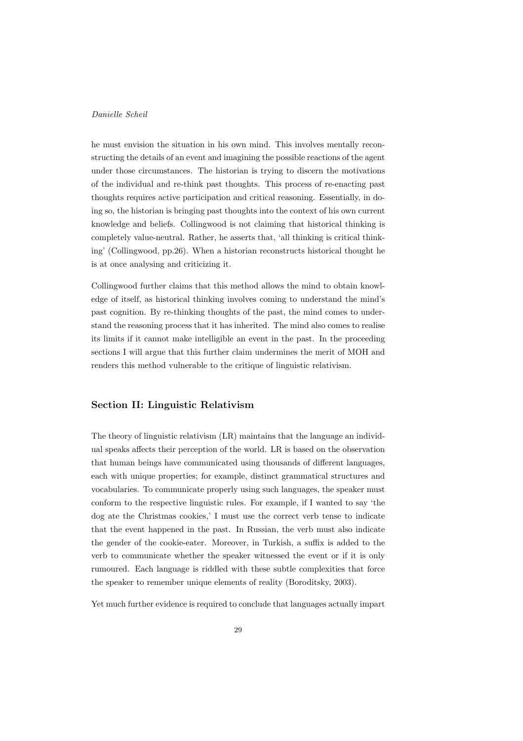he must envision the situation in his own mind. This involves mentally reconstructing the details of an event and imagining the possible reactions of the agent under those circumstances. The historian is trying to discern the motivations of the individual and re-think past thoughts. This process of re-enacting past thoughts requires active participation and critical reasoning. Essentially, in doing so, the historian is bringing past thoughts into the context of his own current knowledge and beliefs. Collingwood is not claiming that historical thinking is completely value-neutral. Rather, he asserts that, 'all thinking is critical thinking' (Collingwood, pp.26). When a historian reconstructs historical thought he is at once analysing and criticizing it.

Collingwood further claims that this method allows the mind to obtain knowledge of itself, as historical thinking involves coming to understand the mind's past cognition. By re-thinking thoughts of the past, the mind comes to understand the reasoning process that it has inherited. The mind also comes to realise its limits if it cannot make intelligible an event in the past. In the proceeding sections I will argue that this further claim undermines the merit of MOH and renders this method vulnerable to the critique of linguistic relativism.

## Section II: Linguistic Relativism

The theory of linguistic relativism (LR) maintains that the language an individual speaks affects their perception of the world. LR is based on the observation that human beings have communicated using thousands of different languages, each with unique properties; for example, distinct grammatical structures and vocabularies. To communicate properly using such languages, the speaker must conform to the respective linguistic rules. For example, if I wanted to say 'the dog ate the Christmas cookies,' I must use the correct verb tense to indicate that the event happened in the past. In Russian, the verb must also indicate the gender of the cookie-eater. Moreover, in Turkish, a suffix is added to the verb to communicate whether the speaker witnessed the event or if it is only rumoured. Each language is riddled with these subtle complexities that force the speaker to remember unique elements of reality (Boroditsky, 2003).

Yet much further evidence is required to conclude that languages actually impart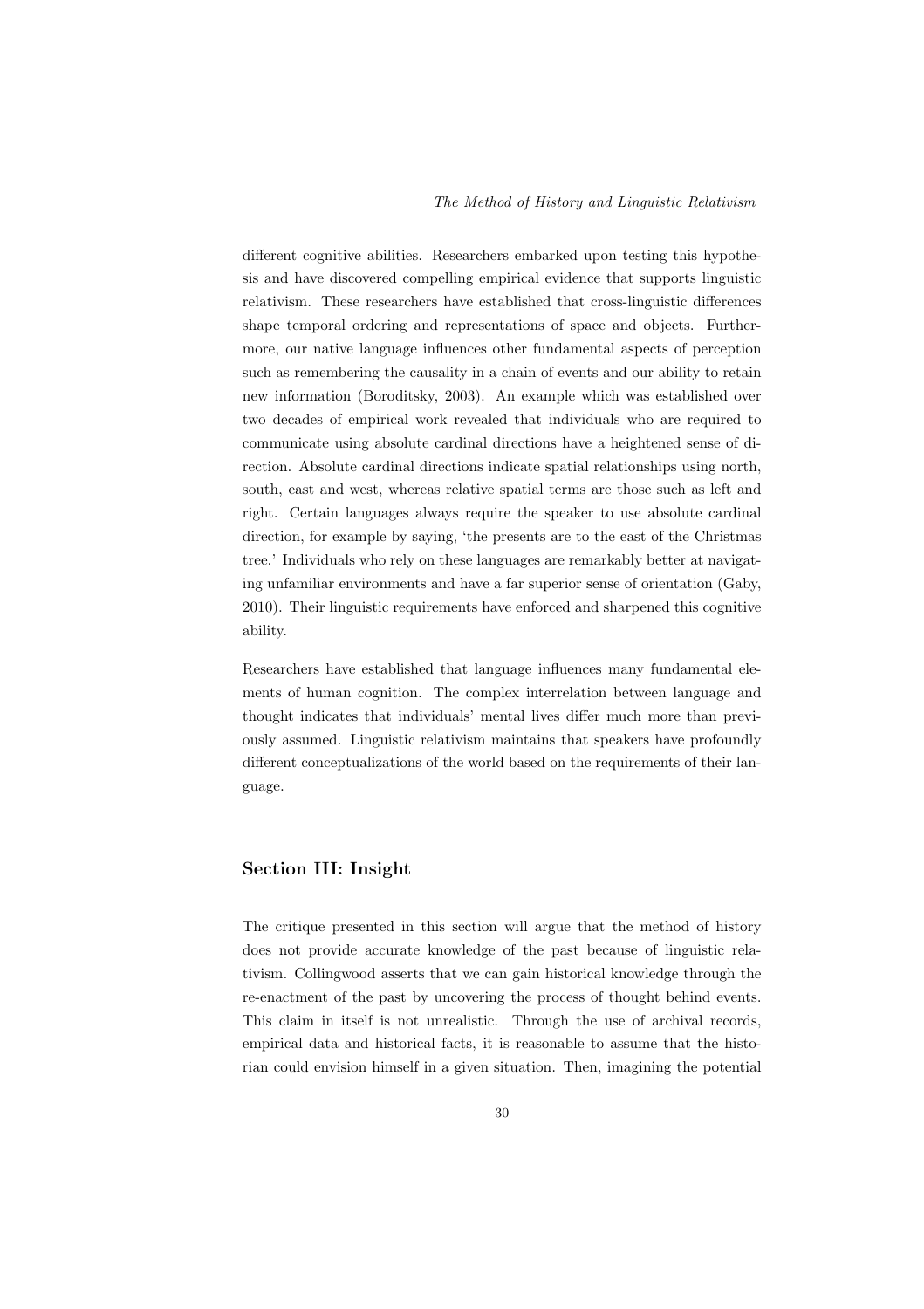different cognitive abilities. Researchers embarked upon testing this hypothesis and have discovered compelling empirical evidence that supports linguistic relativism. These researchers have established that cross-linguistic differences shape temporal ordering and representations of space and objects. Furthermore, our native language influences other fundamental aspects of perception such as remembering the causality in a chain of events and our ability to retain new information (Boroditsky, 2003). An example which was established over two decades of empirical work revealed that individuals who are required to communicate using absolute cardinal directions have a heightened sense of direction. Absolute cardinal directions indicate spatial relationships using north, south, east and west, whereas relative spatial terms are those such as left and right. Certain languages always require the speaker to use absolute cardinal direction, for example by saying, 'the presents are to the east of the Christmas tree.' Individuals who rely on these languages are remarkably better at navigating unfamiliar environments and have a far superior sense of orientation (Gaby, 2010). Their linguistic requirements have enforced and sharpened this cognitive ability.

Researchers have established that language influences many fundamental elements of human cognition. The complex interrelation between language and thought indicates that individuals' mental lives differ much more than previously assumed. Linguistic relativism maintains that speakers have profoundly different conceptualizations of the world based on the requirements of their language.

## Section III: Insight

The critique presented in this section will argue that the method of history does not provide accurate knowledge of the past because of linguistic relativism. Collingwood asserts that we can gain historical knowledge through the re-enactment of the past by uncovering the process of thought behind events. This claim in itself is not unrealistic. Through the use of archival records, empirical data and historical facts, it is reasonable to assume that the historian could envision himself in a given situation. Then, imagining the potential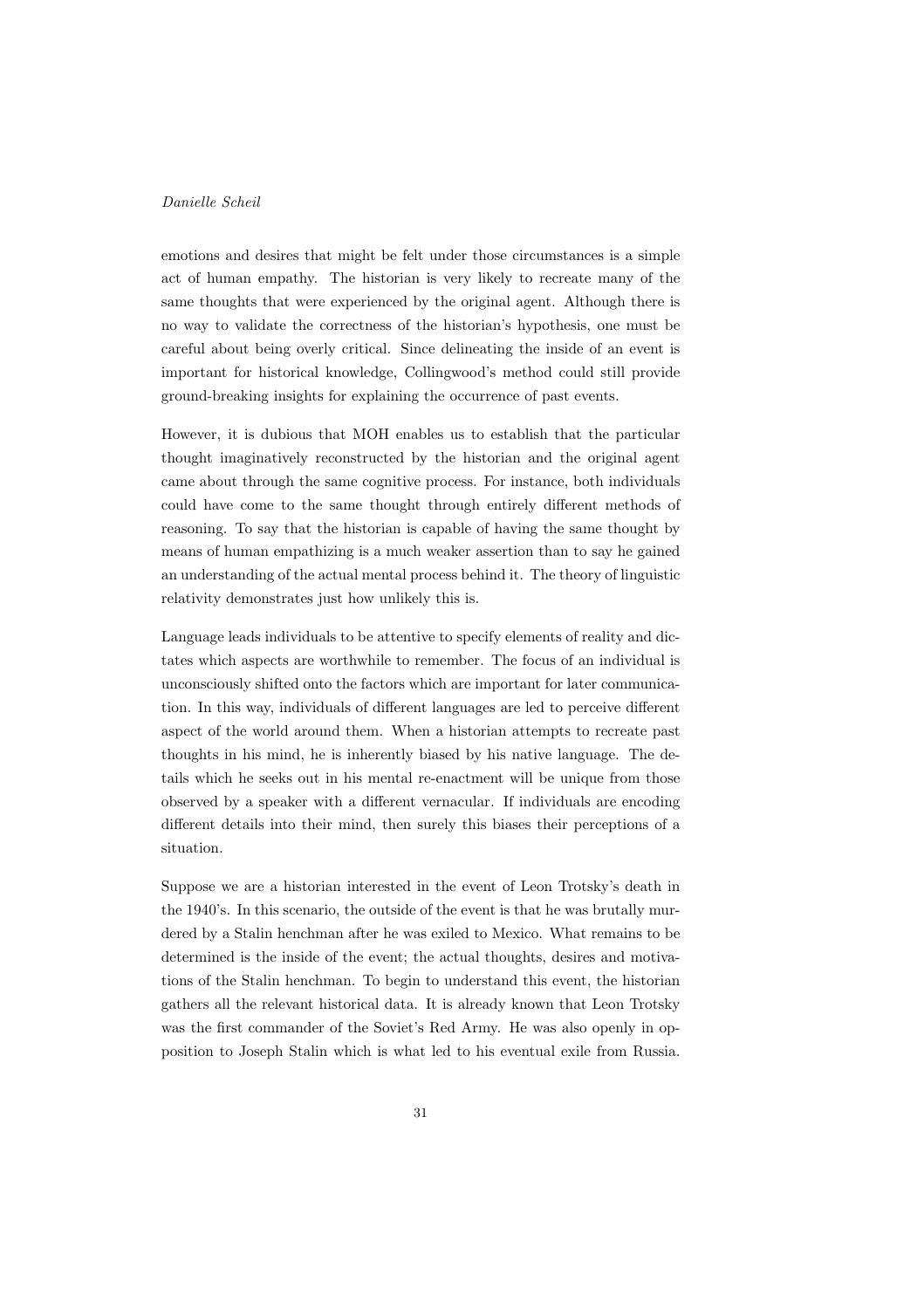emotions and desires that might be felt under those circumstances is a simple act of human empathy. The historian is very likely to recreate many of the same thoughts that were experienced by the original agent. Although there is no way to validate the correctness of the historian's hypothesis, one must be careful about being overly critical. Since delineating the inside of an event is important for historical knowledge, Collingwood's method could still provide ground-breaking insights for explaining the occurrence of past events.

However, it is dubious that MOH enables us to establish that the particular thought imaginatively reconstructed by the historian and the original agent came about through the same cognitive process. For instance, both individuals could have come to the same thought through entirely different methods of reasoning. To say that the historian is capable of having the same thought by means of human empathizing is a much weaker assertion than to say he gained an understanding of the actual mental process behind it. The theory of linguistic relativity demonstrates just how unlikely this is.

Language leads individuals to be attentive to specify elements of reality and dictates which aspects are worthwhile to remember. The focus of an individual is unconsciously shifted onto the factors which are important for later communication. In this way, individuals of different languages are led to perceive different aspect of the world around them. When a historian attempts to recreate past thoughts in his mind, he is inherently biased by his native language. The details which he seeks out in his mental re-enactment will be unique from those observed by a speaker with a different vernacular. If individuals are encoding different details into their mind, then surely this biases their perceptions of a situation.

Suppose we are a historian interested in the event of Leon Trotsky's death in the 1940's. In this scenario, the outside of the event is that he was brutally murdered by a Stalin henchman after he was exiled to Mexico. What remains to be determined is the inside of the event; the actual thoughts, desires and motivations of the Stalin henchman. To begin to understand this event, the historian gathers all the relevant historical data. It is already known that Leon Trotsky was the first commander of the Soviet's Red Army. He was also openly in opposition to Joseph Stalin which is what led to his eventual exile from Russia.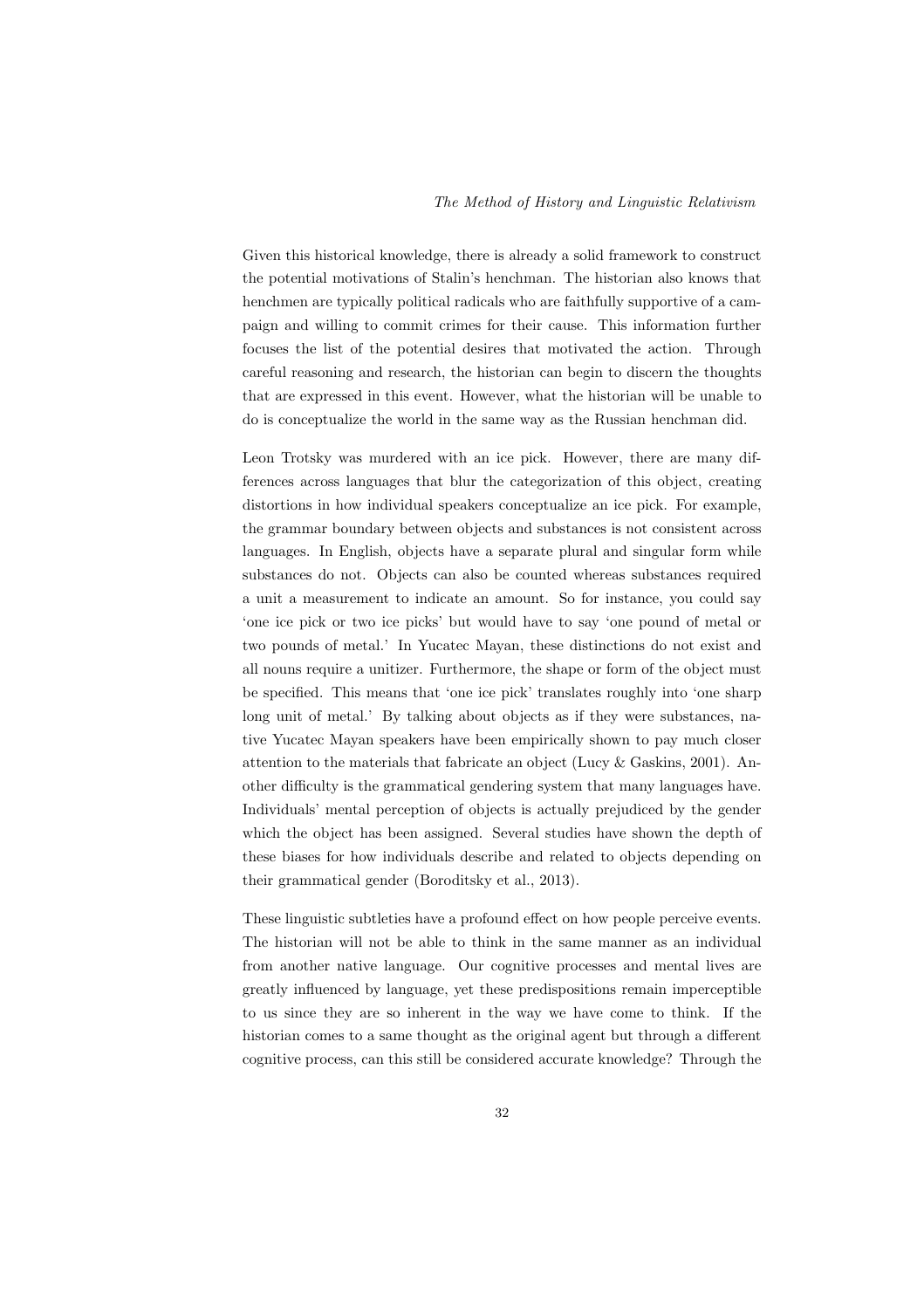Given this historical knowledge, there is already a solid framework to construct the potential motivations of Stalin's henchman. The historian also knows that henchmen are typically political radicals who are faithfully supportive of a campaign and willing to commit crimes for their cause. This information further focuses the list of the potential desires that motivated the action. Through careful reasoning and research, the historian can begin to discern the thoughts that are expressed in this event. However, what the historian will be unable to do is conceptualize the world in the same way as the Russian henchman did.

Leon Trotsky was murdered with an ice pick. However, there are many differences across languages that blur the categorization of this object, creating distortions in how individual speakers conceptualize an ice pick. For example, the grammar boundary between objects and substances is not consistent across languages. In English, objects have a separate plural and singular form while substances do not. Objects can also be counted whereas substances required a unit a measurement to indicate an amount. So for instance, you could say 'one ice pick or two ice picks' but would have to say 'one pound of metal or two pounds of metal.' In Yucatec Mayan, these distinctions do not exist and all nouns require a unitizer. Furthermore, the shape or form of the object must be specified. This means that 'one ice pick' translates roughly into 'one sharp long unit of metal.' By talking about objects as if they were substances, native Yucatec Mayan speakers have been empirically shown to pay much closer attention to the materials that fabricate an object (Lucy & Gaskins, 2001). Another difficulty is the grammatical gendering system that many languages have. Individuals' mental perception of objects is actually prejudiced by the gender which the object has been assigned. Several studies have shown the depth of these biases for how individuals describe and related to objects depending on their grammatical gender (Boroditsky et al., 2013).

These linguistic subtleties have a profound effect on how people perceive events. The historian will not be able to think in the same manner as an individual from another native language. Our cognitive processes and mental lives are greatly influenced by language, yet these predispositions remain imperceptible to us since they are so inherent in the way we have come to think. If the historian comes to a same thought as the original agent but through a different cognitive process, can this still be considered accurate knowledge? Through the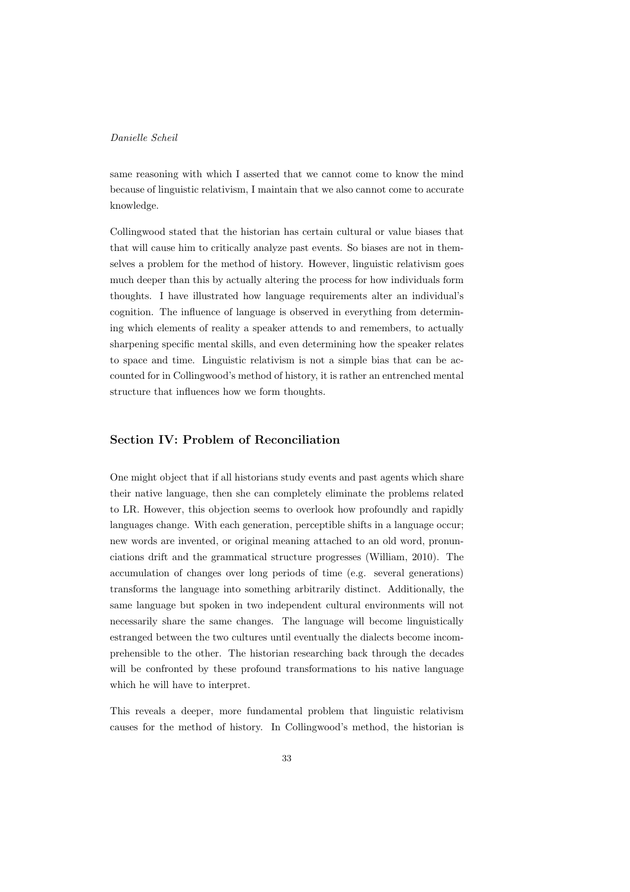same reasoning with which I asserted that we cannot come to know the mind because of linguistic relativism, I maintain that we also cannot come to accurate knowledge.

Collingwood stated that the historian has certain cultural or value biases that that will cause him to critically analyze past events. So biases are not in themselves a problem for the method of history. However, linguistic relativism goes much deeper than this by actually altering the process for how individuals form thoughts. I have illustrated how language requirements alter an individual's cognition. The influence of language is observed in everything from determining which elements of reality a speaker attends to and remembers, to actually sharpening specific mental skills, and even determining how the speaker relates to space and time. Linguistic relativism is not a simple bias that can be accounted for in Collingwood's method of history, it is rather an entrenched mental structure that influences how we form thoughts.

## Section IV: Problem of Reconciliation

One might object that if all historians study events and past agents which share their native language, then she can completely eliminate the problems related to LR. However, this objection seems to overlook how profoundly and rapidly languages change. With each generation, perceptible shifts in a language occur; new words are invented, or original meaning attached to an old word, pronunciations drift and the grammatical structure progresses (William, 2010). The accumulation of changes over long periods of time (e.g. several generations) transforms the language into something arbitrarily distinct. Additionally, the same language but spoken in two independent cultural environments will not necessarily share the same changes. The language will become linguistically estranged between the two cultures until eventually the dialects become incomprehensible to the other. The historian researching back through the decades will be confronted by these profound transformations to his native language which he will have to interpret.

This reveals a deeper, more fundamental problem that linguistic relativism causes for the method of history. In Collingwood's method, the historian is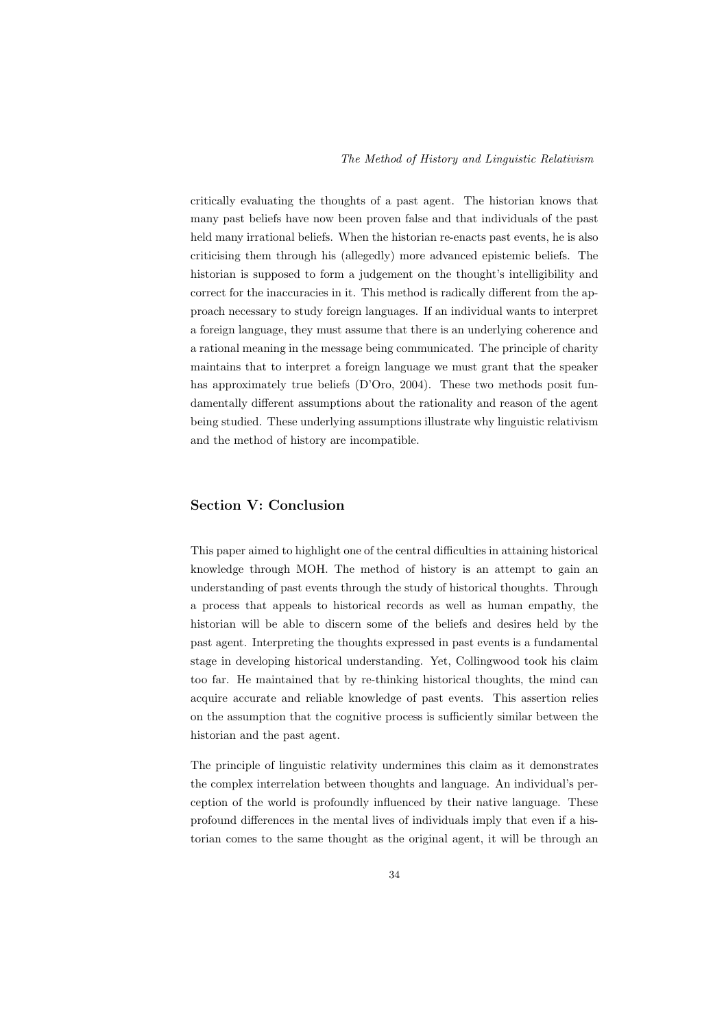critically evaluating the thoughts of a past agent. The historian knows that many past beliefs have now been proven false and that individuals of the past held many irrational beliefs. When the historian re-enacts past events, he is also criticising them through his (allegedly) more advanced epistemic beliefs. The historian is supposed to form a judgement on the thought's intelligibility and correct for the inaccuracies in it. This method is radically different from the approach necessary to study foreign languages. If an individual wants to interpret a foreign language, they must assume that there is an underlying coherence and a rational meaning in the message being communicated. The principle of charity maintains that to interpret a foreign language we must grant that the speaker has approximately true beliefs (D'Oro, 2004). These two methods posit fundamentally different assumptions about the rationality and reason of the agent being studied. These underlying assumptions illustrate why linguistic relativism and the method of history are incompatible.

## Section V: Conclusion

This paper aimed to highlight one of the central difficulties in attaining historical knowledge through MOH. The method of history is an attempt to gain an understanding of past events through the study of historical thoughts. Through a process that appeals to historical records as well as human empathy, the historian will be able to discern some of the beliefs and desires held by the past agent. Interpreting the thoughts expressed in past events is a fundamental stage in developing historical understanding. Yet, Collingwood took his claim too far. He maintained that by re-thinking historical thoughts, the mind can acquire accurate and reliable knowledge of past events. This assertion relies on the assumption that the cognitive process is sufficiently similar between the historian and the past agent.

The principle of linguistic relativity undermines this claim as it demonstrates the complex interrelation between thoughts and language. An individual's perception of the world is profoundly influenced by their native language. These profound differences in the mental lives of individuals imply that even if a historian comes to the same thought as the original agent, it will be through an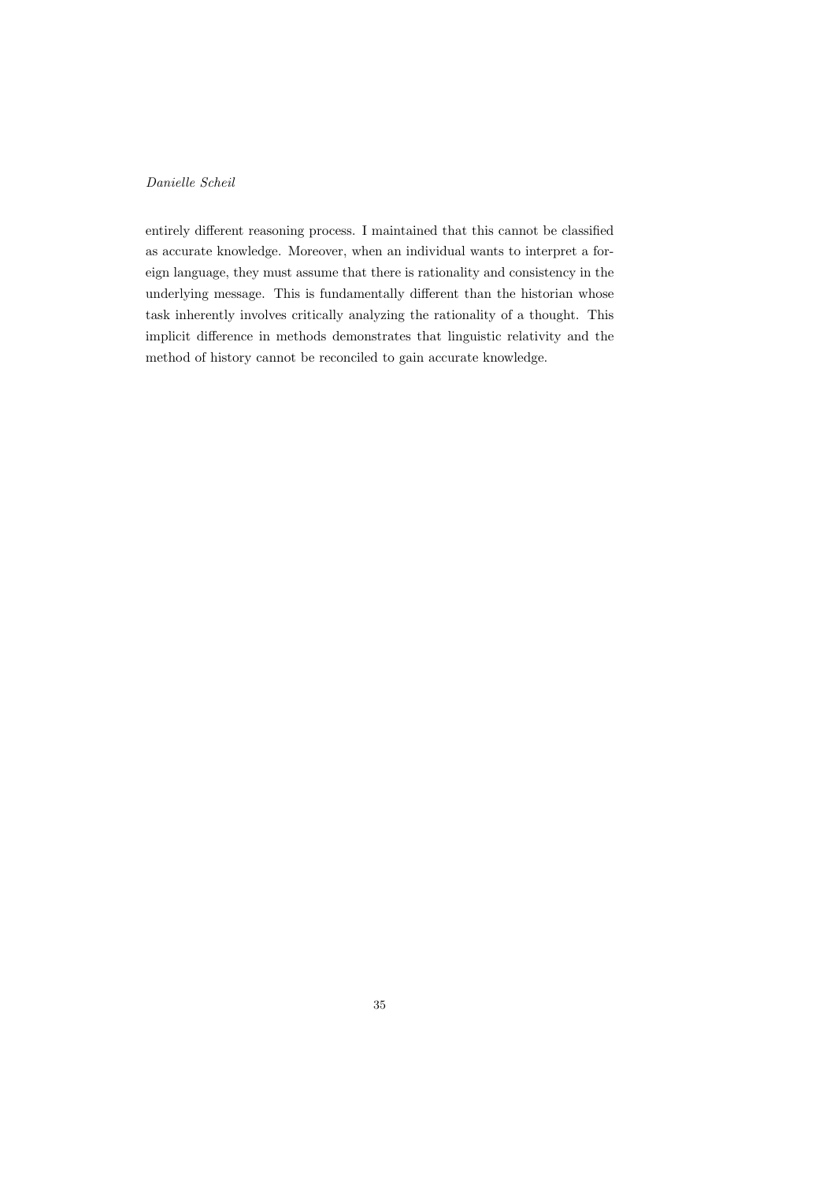entirely different reasoning process. I maintained that this cannot be classified as accurate knowledge. Moreover, when an individual wants to interpret a foreign language, they must assume that there is rationality and consistency in the underlying message. This is fundamentally different than the historian whose task inherently involves critically analyzing the rationality of a thought. This implicit difference in methods demonstrates that linguistic relativity and the method of history cannot be reconciled to gain accurate knowledge.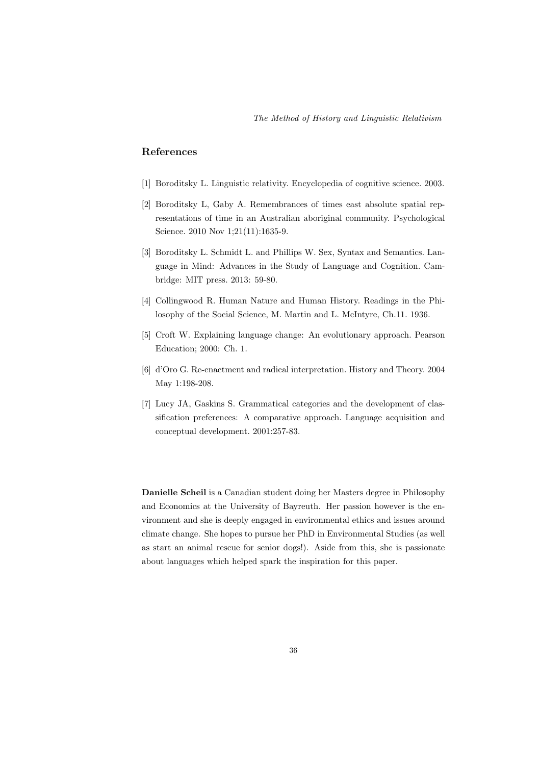## References

[1] Boroditsky L. Linguistic relativity. Encyclopedia of cognitive science. 2003.

[2] Boroditsky L, Gaby A. Remembrances of times east absolute spatial representations of time in an Australian aboriginal community. Psychological Science. 2010 Nov 1;21(11):1635-9.

[3] Boroditsky L. Schmidt L. and Phillips W. Sex, Syntax and Semantics. Language in Mind: Advances in the Study of Language and Cognition. Cambridge: MIT press. 2013: 59-80.

[4] Collingwood R. Human Nature and Human History. Readings in the Philosophy of the Social Science, M. Martin and L. McIntyre, Ch.11. 1936.

[5] Croft W. Explaining language change: An evolutionary approach. Pearson Education; 2000: Ch. 1.

[6] d'Oro G. Re-enactment and radical interpretation. History and Theory. 2004 May 1:198-208.

[7] Lucy JA, Gaskins S. Grammatical categories and the development of classification preferences: A comparative approach. Language acquisition and conceptual development. 2001:257-83.

**Danielle Scheil** is a Canadian student doing her Masters degree in Philosophy and Economics at the University of Bayreuth. Her passion however is the environment and she is deeply engaged in environmental ethics and issues around climate change. She hopes to pursue her PhD in Environmental Studies (as well as start an animal rescue for senior dogs!). Aside from this, she is passionate about languages which helped spark the inspiration for this paper.